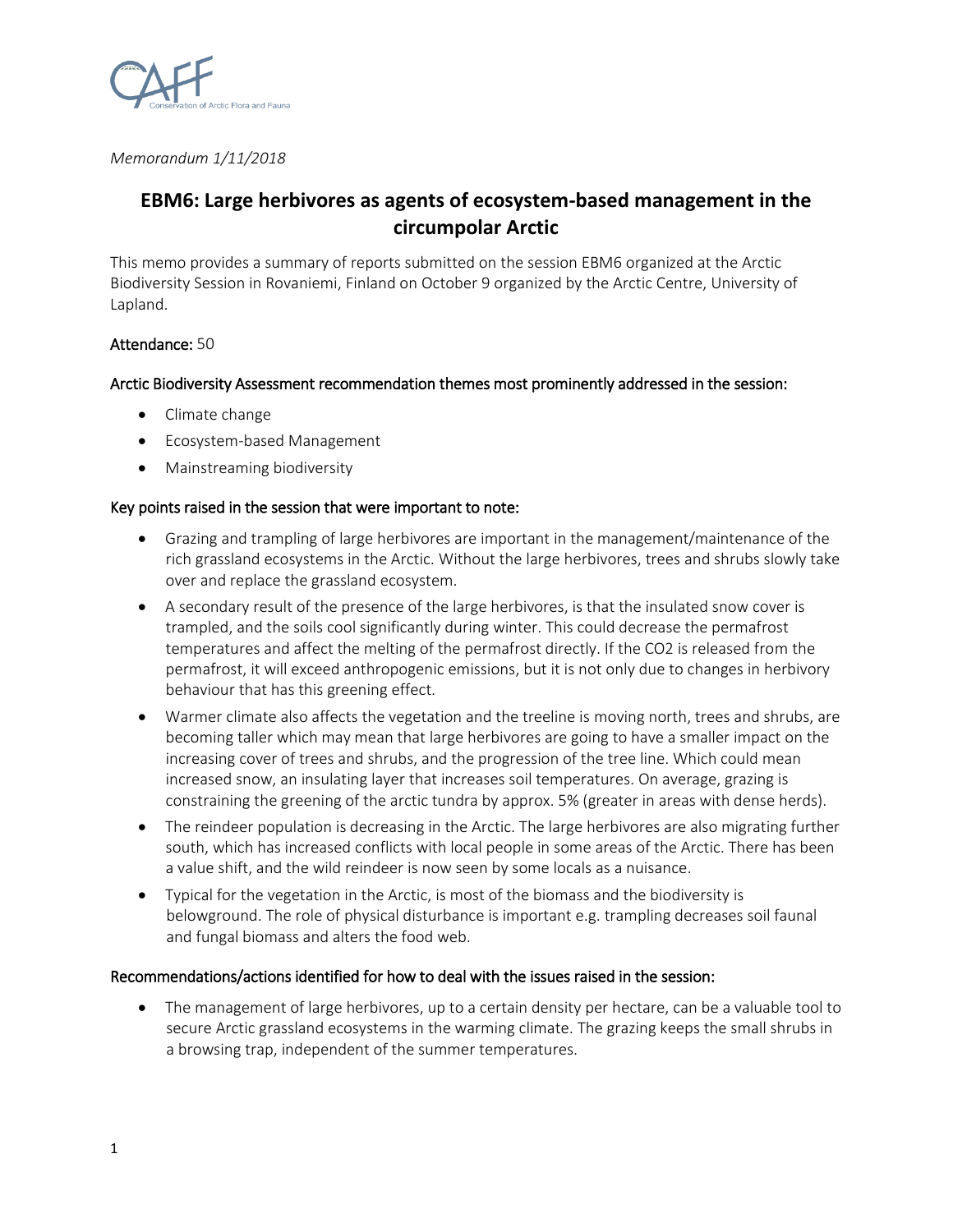*Memorandum 1/11/2018*

# EBM6: Large herbivores as agents of ecosystem-based management in the circumpolar Arctic

This memo provides a summary of reports submitted on the session EBM6 organized at the Arctic Biodiversity Session in Rovaniemi, Finland on October 9 organized by the Arctic Centre, University of Lapland.

**Attendance:** 50

**Arctic Biodiversity Assessment recommendation themes most prominently addressed in the session:**

- Climate change
- Ecosystem-based Management
- Mainstreaming biodiversity

**Key points raised in the session that were important to note:**

- Grazing and trampling of large herbivores are important in the management/maintenance of the rich grassland ecosystems in the Arctic. Without the large herbivores, trees and shrubs slowly take over and replace the grassland ecosystem.
- A secondary result of the presence of the large herbivores, is that the insulated snow cover is trampled, and the soils cool significantly during winter. This could decrease the permafrost temperatures and affect the melting of the permafrost directly. If the $CO_2$ is released from the permafrost, it will exceed anthropogenic emissions, but it is not only due to changes in herbivory behaviour that has this greening effect.
- Warmer climate also affects the vegetation and the treeline is moving north, trees and shrubs, are becoming taller which may mean that large herbivores are going to have a smaller impact on the increasing cover of trees and shrubs, and the progression of the tree line. Which could mean increased snow, an insulating layer that increases soil temperatures. On average, grazing is constraining the greening of the arctic tundra by approx. 5% (greater in areas with dense herds).
- The reindeer population is decreasing in the Arctic. The large herbivores are also migrating further south, which has increased conflicts with local people in some areas of the Arctic. There has been a value shift, and the wild reindeer is now seen by some locals as a nuisance.
- Typical for the vegetation in the Arctic, is most of the biomass and the biodiversity is belowground. The role of physical disturbance is important e.g. trampling decreases soil faunal and fungal biomass and alters the food web.

**Recommendations/actions identified for how to deal with the issues raised in the session:**

- The management of large herbivores, up to a certain density per hectare, can be a valuable tool to secure Arctic grassland ecosystems in the warming climate. The grazing keeps the small shrubs in a browsing trap, independent of the summer temperatures.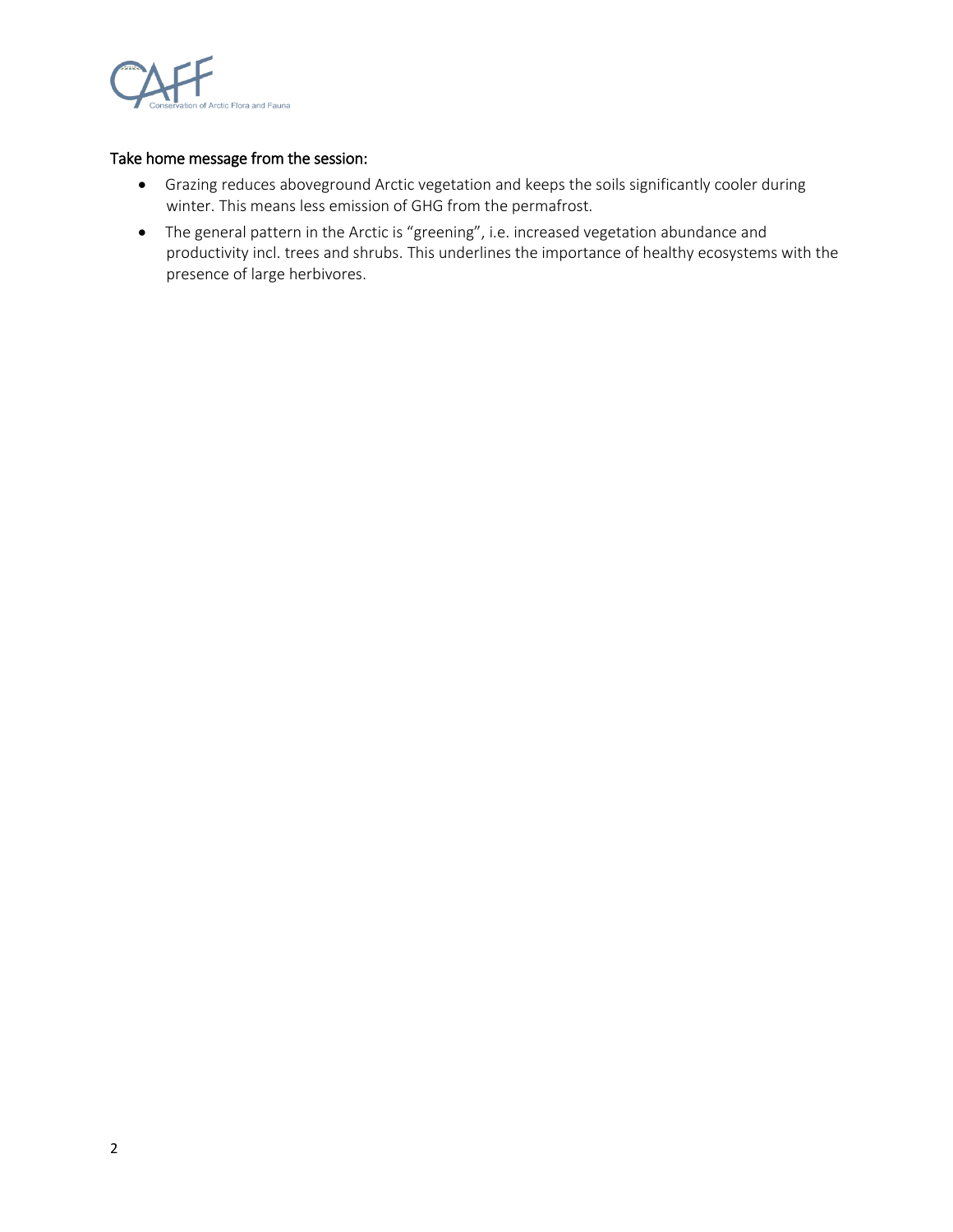Take home message from the session:

- Grazing reduces aboveground Arctic vegetation and keeps the soils significantly cooler during winter. This means less emission of GHG from the permafrost.
- The general pattern in the Arctic is "greening", i.e. increased vegetation abundance and productivity incl. trees and shrubs. This underlines the importance of healthy ecosystems with the presence of large herbivores.